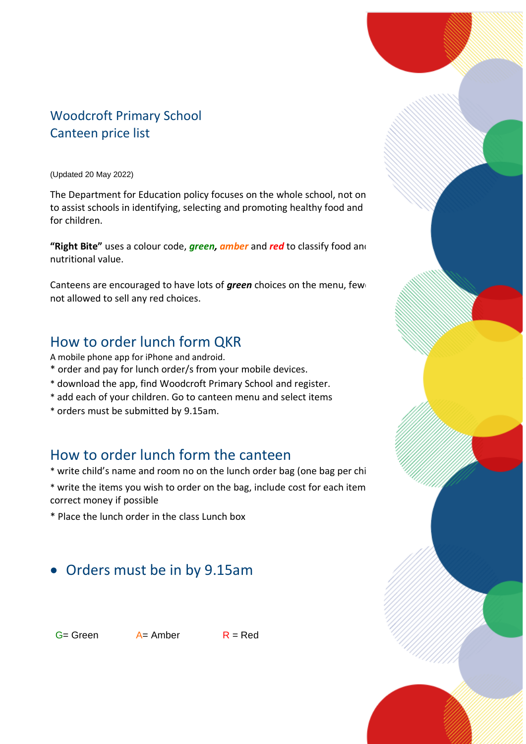# Woodcroft Primary School
# Canteen price list

(Updated 20 May 2022)

The Department for Education policy focuses on the whole school, not on to assist schools in identifying, selecting and promoting healthy food and for children.

**"Right Bite"** uses a colour code, ***green, amber*** and ***red*** to classify food and nutritional value.

Canteens are encouraged to have lots of ***green*** choices on the menu, fewe not allowed to sell any red choices.

## How to order lunch form QKR

A mobile phone app for iPhone and android.

* order and pay for lunch order/s from your mobile devices.
* download the app, find Woodcroft Primary School and register.
* add each of your children. Go to canteen menu and select items
* orders must be submitted by 9.15am.

## How to order lunch form the canteen

* write child's name and room no on the lunch order bag (one bag per chi
* write the items you wish to order on the bag, include cost for each item correct money if possible
* Place the lunch order in the class Lunch box

- ## Orders must be in by 9.15am

G= Green A= Amber R = Red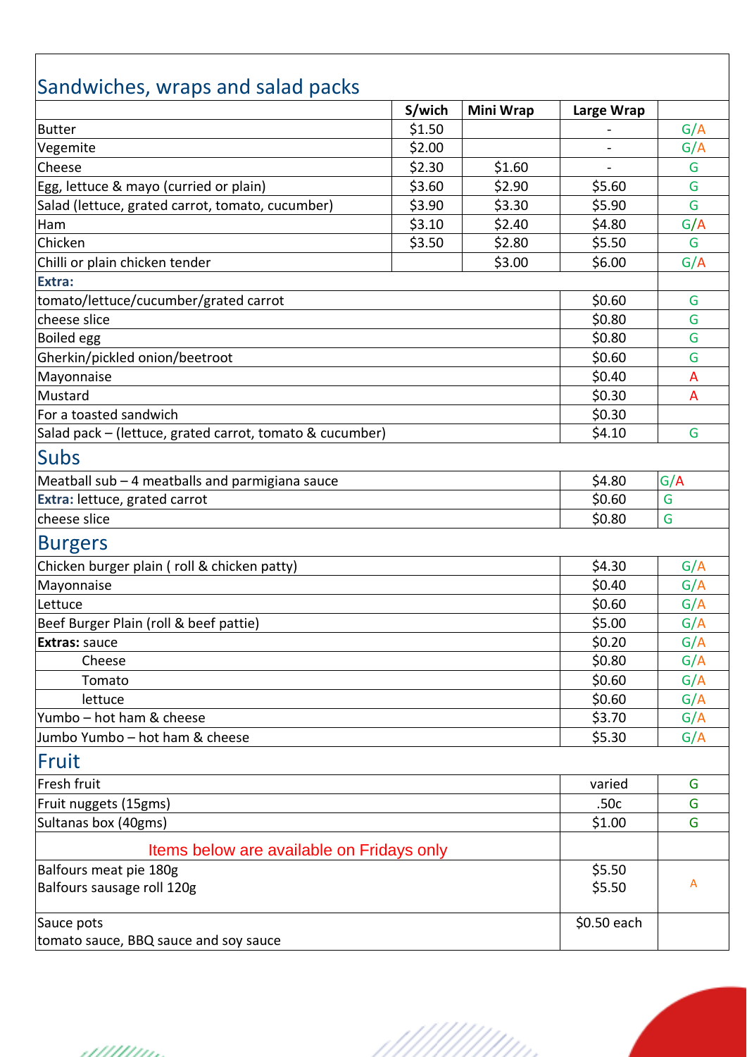## Sandwiches, wraps and salad packs

| | S/wich | Mini Wrap | Large Wrap | |
|---|---|---|---|---|
| Butter | $1.50 | | - | G/A |
| Vegemite | $2.00 | | - | G/A |
| Cheese | $2.30 | $1.60 | - | G |
| Egg, lettuce & mayo (curried or plain) | $3.60 | $2.90 | $5.60 | G |
| Salad (lettuce, grated carrot, tomato, cucumber) | $3.90 | $3.30 | $5.90 | G |
| Ham | $3.10 | $2.40 | $4.80 | G/A |
| Chicken | $3.50 | $2.80 | $5.50 | G |
| Chilli or plain chicken tender | | $3.00 | $6.00 | G/A |
| **Extra:** | | | | |
| tomato/lettuce/cucumber/grated carrot | | | $0.60 | G |
| cheese slice | | | $0.80 | G |
| Boiled egg | | | $0.80 | G |
| Gherkin/pickled onion/beetroot | | | $0.60 | G |
| Mayonnaise | | | $0.40 | A |
| Mustard | | | $0.30 | A |
| For a toasted sandwich | | | $0.30 | |
| Salad pack – (lettuce, grated carrot, tomato & cucumber) | | | $4.10 | G |

## Subs

| | | |
|---|---|---|
| Meatball sub – 4 meatballs and parmigiana sauce | $4.80 | G/A |
| **Extra:** lettuce, grated carrot | $0.60 | G |
| cheese slice | $0.80 | G |

## Burgers

| | | |
|---|---|---|
| Chicken burger plain ( roll & chicken patty) | $4.30 | G/A |
| Mayonnaise | $0.40 | G/A |
| Lettuce | $0.60 | G/A |
| Beef Burger Plain (roll & beef pattie) | $5.00 | G/A |
| **Extras:** sauce | $0.20 | G/A |
| Cheese | $0.80 | G/A |
| Tomato | $0.60 | G/A |
| lettuce | $0.60 | G/A |
| Yumbo – hot ham & cheese | $3.70 | G/A |
| Jumbo Yumbo – hot ham & cheese | $5.30 | G/A |

## Fruit

| | | |
|---|---|---|
| Fresh fruit | varied | G |
| Fruit nuggets (15gms) | .50c | G |
| Sultanas box (40gms) | $1.00 | G |
| **Items below are available on Fridays only** | | |
| Balfours meat pie 180g | $5.50 | A |
| Balfours sausage roll 120g | $5.50 | A |
| Sauce pots<br>tomato sauce, BBQ sauce and soy sauce | $0.50 each | |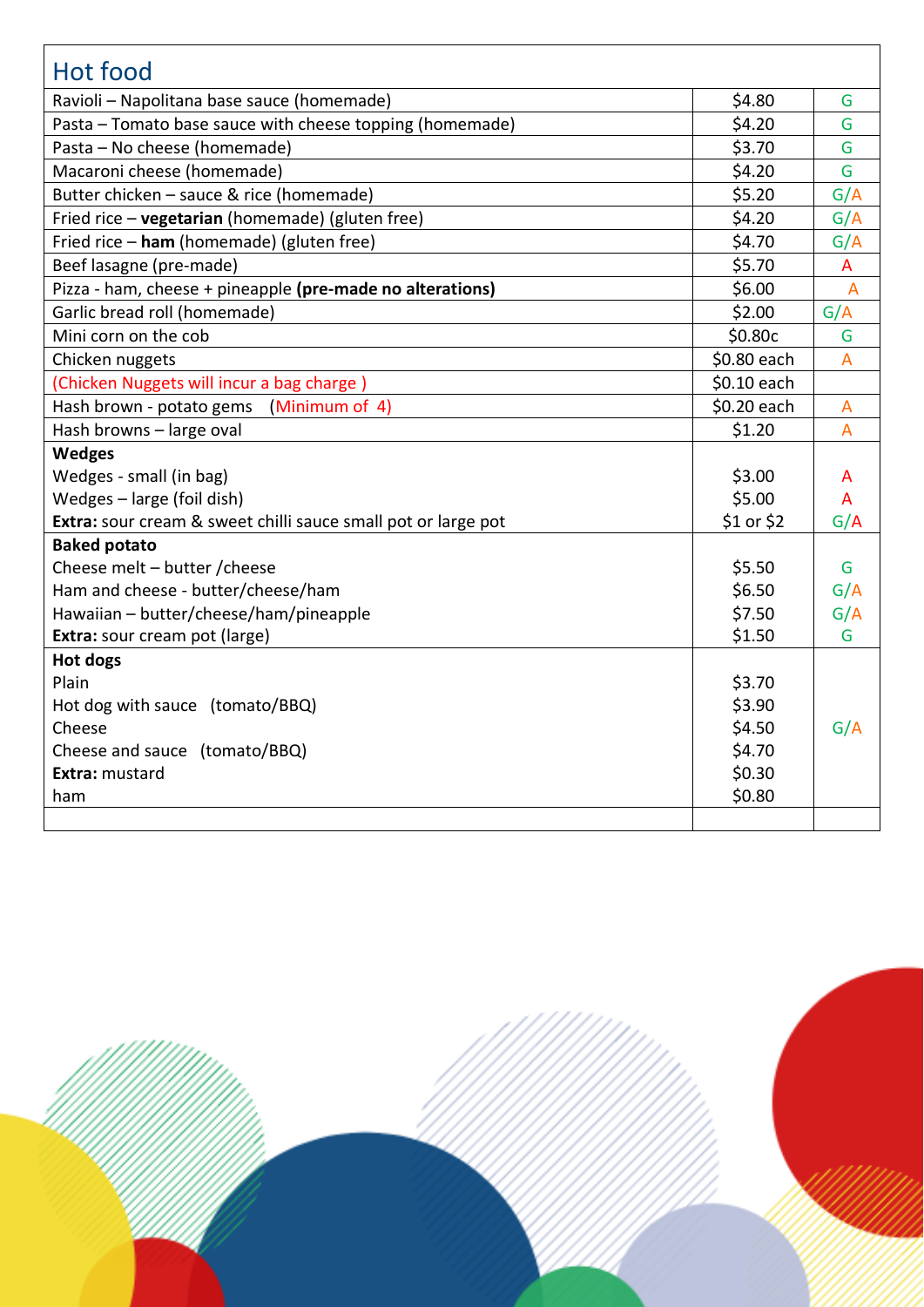## Hot food

| Item | Price | |
|---|---|---|
| Ravioli – Napolitana base sauce (homemade) | \$4.80 | G |
| Pasta – Tomato base sauce with cheese topping (homemade) | \$4.20 | G |
| Pasta – No cheese (homemade) | \$3.70 | G |
| Macaroni cheese (homemade) | \$4.20 | G |
| Butter chicken – sauce & rice (homemade) | \$5.20 | G/A |
| Fried rice – **vegetarian** (homemade) (gluten free) | \$4.20 | G/A |
| Fried rice – **ham** (homemade) (gluten free) | \$4.70 | G/A |
| Beef lasagne (pre-made) | \$5.70 | A |
| Pizza - ham, cheese + pineapple **(pre-made no alterations)** | \$6.00 | A |
| Garlic bread roll (homemade) | \$2.00 | G/A |
| Mini corn on the cob | \$0.80c | G |
| Chicken nuggets | \$0.80 each | A |
| (Chicken Nuggets will incur a bag charge ) | \$0.10 each | |
| Hash brown - potato gems (Minimum of 4) | \$0.20 each | A |
| Hash browns – large oval | \$1.20 | A |
| **Wedges** | | |
| Wedges - small (in bag) | \$3.00 | A |
| Wedges – large (foil dish) | \$5.00 | A |
| **Extra:** sour cream & sweet chilli sauce small pot or large pot | \$1 or \$2 | G/A |
| **Baked potato** | | |
| Cheese melt – butter /cheese | \$5.50 | G |
| Ham and cheese - butter/cheese/ham | \$6.50 | G/A |
| Hawaiian – butter/cheese/ham/pineapple | \$7.50 | G/A |
| **Extra:** sour cream pot (large) | \$1.50 | G |
| **Hot dogs** | | |
| Plain | \$3.70 | G/A |
| Hot dog with sauce (tomato/BBQ) | \$3.90 | |
| Cheese | \$4.50 | |
| Cheese and sauce (tomato/BBQ) | \$4.70 | |
| **Extra:** mustard | \$0.30 | |
| ham | \$0.80 | |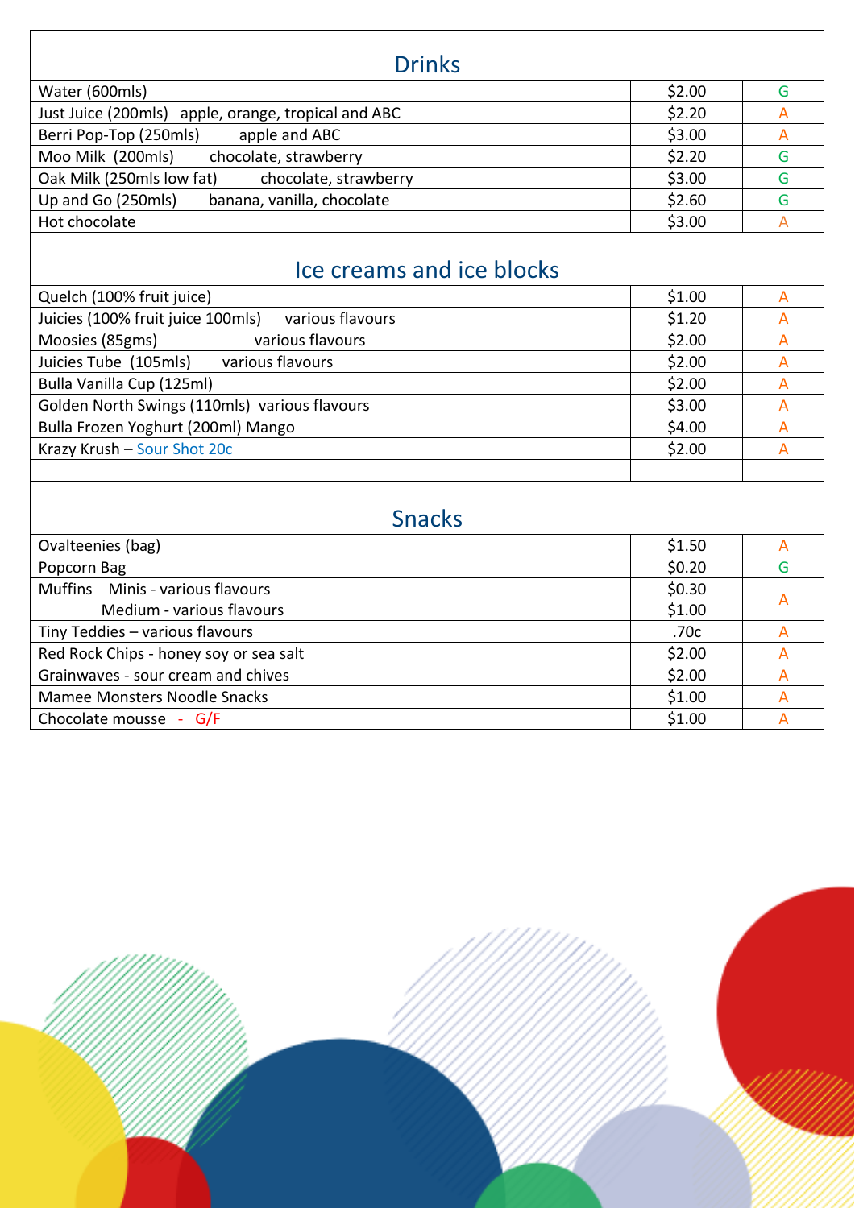## Drinks

| | | |
|---|---|---|
| Water (600mls) | $2.00 | G |
| Just Juice (200mls) apple, orange, tropical and ABC | $2.20 | A |
| Berri Pop-Top (250mls) apple and ABC | $3.00 | A |
| Moo Milk (200mls) chocolate, strawberry | $2.20 | G |
| Oak Milk (250mls low fat) chocolate, strawberry | $3.00 | G |
| Up and Go (250mls) banana, vanilla, chocolate | $2.60 | G |
| Hot chocolate | $3.00 | A |

## Ice creams and ice blocks

| | | |
|---|---|---|
| Quelch (100% fruit juice) | $1.00 | A |
| Juicies (100% fruit juice 100mls) various flavours | $1.20 | A |
| Moosies (85gms) various flavours | $2.00 | A |
| Juicies Tube (105mls) various flavours | $2.00 | A |
| Bulla Vanilla Cup (125ml) | $2.00 | A |
| Golden North Swings (110mls) various flavours | $3.00 | A |
| Bulla Frozen Yoghurt (200ml) Mango | $4.00 | A |
| Krazy Krush – Sour Shot 20c | $2.00 | A |
| | | |

## Snacks

| | | |
|---|---|---|
| Ovalteenies (bag) | $1.50 | A |
| Popcorn Bag | $0.20 | G |
| Muffins Minis - various flavours<br>Medium - various flavours | $0.30<br>$1.00 | A |
| Tiny Teddies – various flavours | .70c | A |
| Red Rock Chips - honey soy or sea salt | $2.00 | A |
| Grainwaves - sour cream and chives | $2.00 | A |
| Mamee Monsters Noodle Snacks | $1.00 | A |
| Chocolate mousse - G/F | $1.00 | A |